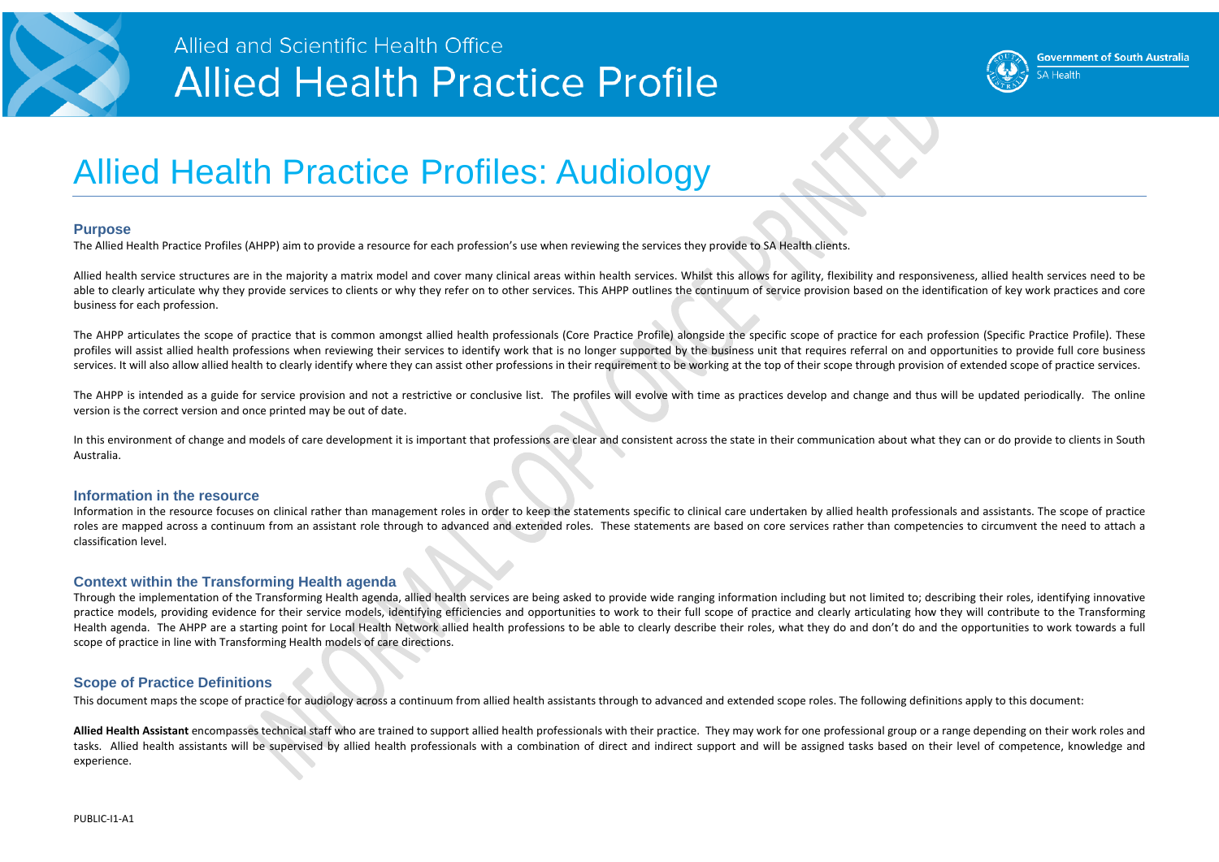Allied and Scientific Health Office

# Allied Health Practice Profile

Government of South Australia
SA Health

# Allied Health Practice Profiles: Audiology

## Purpose

The Allied Health Practice Profiles (AHPP) aim to provide a resource for each profession's use when reviewing the services they provide to SA Health clients.

Allied health service structures are in the majority a matrix model and cover many clinical areas within health services. Whilst this allows for agility, flexibility and responsiveness, allied health services need to be able to clearly articulate why they provide services to clients or why they refer on to other services. This AHPP outlines the continuum of service provision based on the identification of key work practices and core business for each profession.

The AHPP articulates the scope of practice that is common amongst allied health professionals (Core Practice Profile) alongside the specific scope of practice for each profession (Specific Practice Profile). These profiles will assist allied health professions when reviewing their services to identify work that is no longer supported by the business unit that requires referral on and opportunities to provide full core business services. It will also allow allied health to clearly identify where they can assist other professions in their requirement to be working at the top of their scope through provision of extended scope of practice services.

The AHPP is intended as a guide for service provision and not a restrictive or conclusive list. The profiles will evolve with time as practices develop and change and thus will be updated periodically. The online version is the correct version and once printed may be out of date.

In this environment of change and models of care development it is important that professions are clear and consistent across the state in their communication about what they can or do provide to clients in South Australia.

## Information in the resource

Information in the resource focuses on clinical rather than management roles in order to keep the statements specific to clinical care undertaken by allied health professionals and assistants. The scope of practice roles are mapped across a continuum from an assistant role through to advanced and extended roles. These statements are based on core services rather than competencies to circumvent the need to attach a classification level.

## Context within the Transforming Health agenda

Through the implementation of the Transforming Health agenda, allied health services are being asked to provide wide ranging information including but not limited to; describing their roles, identifying innovative practice models, providing evidence for their service models, identifying efficiencies and opportunities to work to their full scope of practice and clearly articulating how they will contribute to the Transforming Health agenda. The AHPP are a starting point for Local Health Network allied health professions to be able to clearly describe their roles, what they do and don't do and the opportunities to work towards a full scope of practice in line with Transforming Health models of care directions.

## Scope of Practice Definitions

This document maps the scope of practice for audiology across a continuum from allied health assistants through to advanced and extended scope roles. The following definitions apply to this document:

**Allied Health Assistant** encompasses technical staff who are trained to support allied health professionals with their practice. They may work for one professional group or a range depending on their work roles and tasks. Allied health assistants will be supervised by allied health professionals with a combination of direct and indirect support and will be assigned tasks based on their level of competence, knowledge and experience.

PUBLIC-I1-A1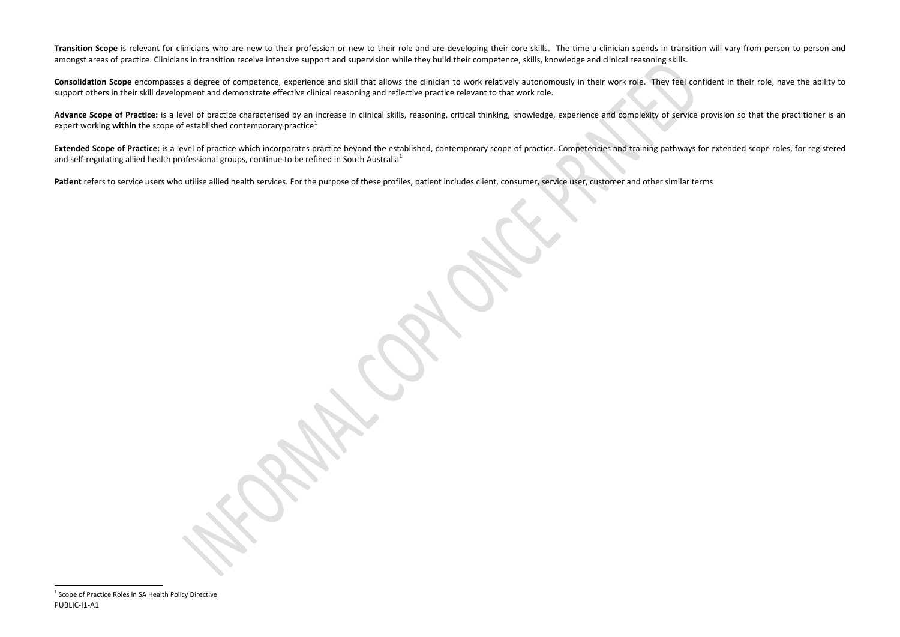**Transition Scope** is relevant for clinicians who are new to their profession or new to their role and are developing their core skills. The time a clinician spends in transition will vary from person to person and amongst areas of practice. Clinicians in transition receive intensive support and supervision while they build their competence, skills, knowledge and clinical reasoning skills.

**Consolidation Scope** encompasses a degree of competence, experience and skill that allows the clinician to work relatively autonomously in their work role. They feel confident in their role, have the ability to support others in their skill development and demonstrate effective clinical reasoning and reflective practice relevant to that work role.

**Advance Scope of Practice:** is a level of practice characterised by an increase in clinical skills, reasoning, critical thinking, knowledge, experience and complexity of service provision so that the practitioner is an expert working **within** the scope of established contemporary practice[1]

**Extended Scope of Practice:** is a level of practice which incorporates practice beyond the established, contemporary scope of practice. Competencies and training pathways for extended scope roles, for registered and self-regulating allied health professional groups, continue to be refined in South Australia[1]

**Patient** refers to service users who utilise allied health services. For the purpose of these profiles, patient includes client, consumer, service user, customer and other similar terms

[1] Scope of Practice Roles in SA Health Policy Directive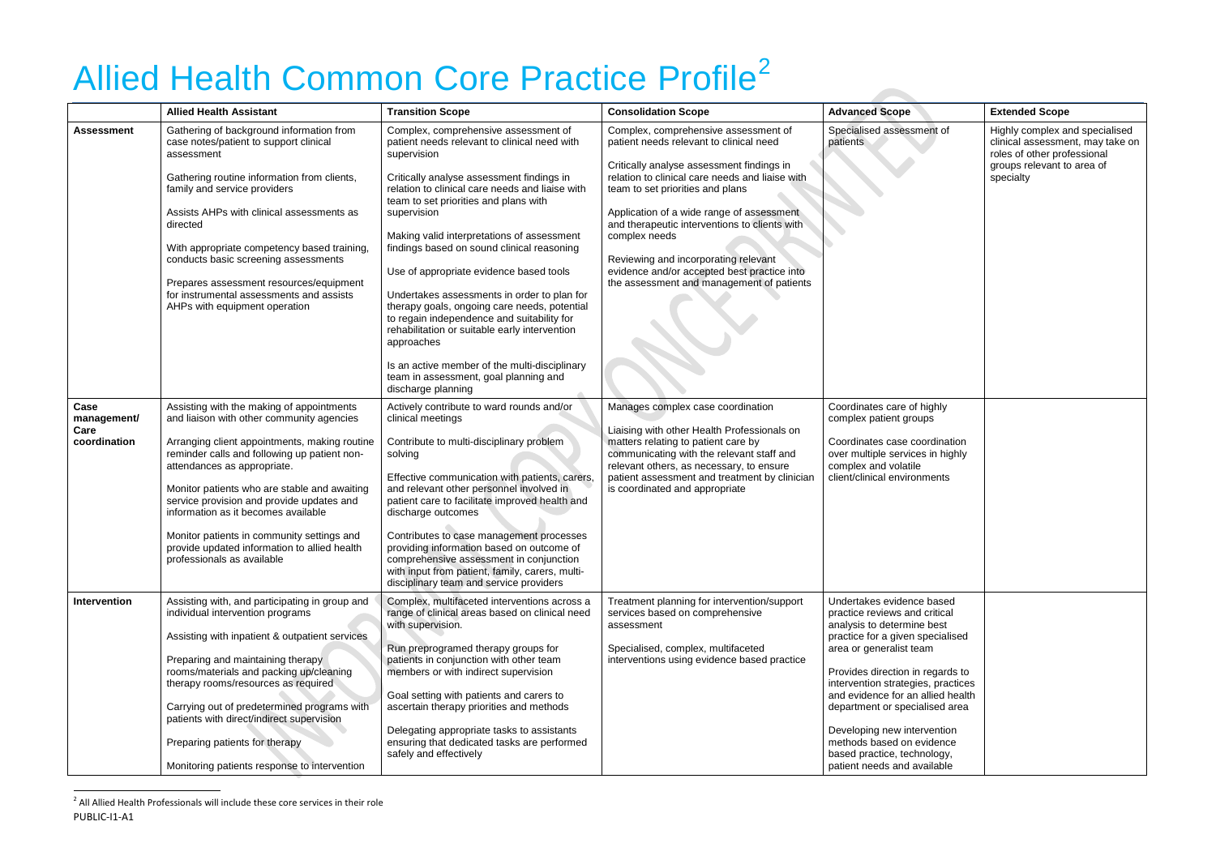# Allied Health Common Core Practice Profile[2]

| | Allied Health Assistant | Transition Scope | Consolidation Scope | Advanced Scope | Extended Scope |
|---|---|---|---|---|---|
| **Assessment** | Gathering of background information from case notes/patient to support clinical assessment<br><br>Gathering routine information from clients, family and service providers<br><br>Assists AHPs with clinical assessments as directed<br><br>With appropriate competency based training, conducts basic screening assessments<br><br>Prepares assessment resources/equipment for instrumental assessments and assists AHPs with equipment operation | Complex, comprehensive assessment of patient needs relevant to clinical need with supervision<br><br>Critically analyse assessment findings in relation to clinical care needs and liaise with team to set priorities and plans with supervision<br><br>Making valid interpretations of assessment findings based on sound clinical reasoning<br><br>Use of appropriate evidence based tools<br><br>Undertakes assessments in order to plan for therapy goals, ongoing care needs, potential to regain independence and suitability for rehabilitation or suitable early intervention approaches<br><br>Is an active member of the multi-disciplinary team in assessment, goal planning and discharge planning | Complex, comprehensive assessment of patient needs relevant to clinical need<br><br>Critically analyse assessment findings in relation to clinical care needs and liaise with team to set priorities and plans<br><br>Application of a wide range of assessment and therapeutic interventions to clients with complex needs<br><br>Reviewing and incorporating relevant evidence and/or accepted best practice into the assessment and management of patients | Specialised assessment of patients | Highly complex and specialised clinical assessment, may take on roles of other professional groups relevant to area of specialty |
| **Case management/ Care coordination** | Assisting with the making of appointments and liaison with other community agencies<br><br>Arranging client appointments, making routine reminder calls and following up patient non-attendances as appropriate.<br><br>Monitor patients who are stable and awaiting service provision and provide updates and information as it becomes available<br><br>Monitor patients in community settings and provide updated information to allied health professionals as available | Actively contribute to ward rounds and/or clinical meetings<br><br>Contribute to multi-disciplinary problem solving<br><br>Effective communication with patients, carers, and relevant other personnel involved in patient care to facilitate improved health and discharge outcomes<br><br>Contributes to case management processes providing information based on outcome of comprehensive assessment in conjunction with input from patient, family, carers, multi-disciplinary team and service providers | Manages complex case coordination<br><br>Liaising with other Health Professionals on matters relating to patient care by communicating with the relevant staff and relevant others, as necessary, to ensure patient assessment and treatment by clinician is coordinated and appropriate | Coordinates care of highly complex patient groups<br><br>Coordinates case coordination over multiple services in highly complex and volatile client/clinical environments | |
| **Intervention** | Assisting with, and participating in group and individual intervention programs<br><br>Assisting with inpatient & outpatient services<br><br>Preparing and maintaining therapy rooms/materials and packing up/cleaning therapy rooms/resources as required<br><br>Carrying out of predetermined programs with patients with direct/indirect supervision<br><br>Preparing patients for therapy<br><br>Monitoring patients response to intervention | Complex, multifaceted interventions across a range of clinical areas based on clinical need with supervision.<br><br>Run preprogramed therapy groups for patients in conjunction with other team members or with indirect supervision<br><br>Goal setting with patients and carers to ascertain therapy priorities and methods<br><br>Delegating appropriate tasks to assistants ensuring that dedicated tasks are performed safely and effectively | Treatment planning for intervention/support services based on comprehensive assessment<br><br>Specialised, complex, multifaceted interventions using evidence based practice | Undertakes evidence based practice reviews and critical analysis to determine best practice for a given specialised area or generalist team<br><br>Provides direction in regards to intervention strategies, practices and evidence for an allied health department or specialised area<br><br>Developing new intervention methods based on evidence based practice, technology, patient needs and available | |

[2] All Allied Health Professionals will include these core services in their role

PUBLIC-I1-A1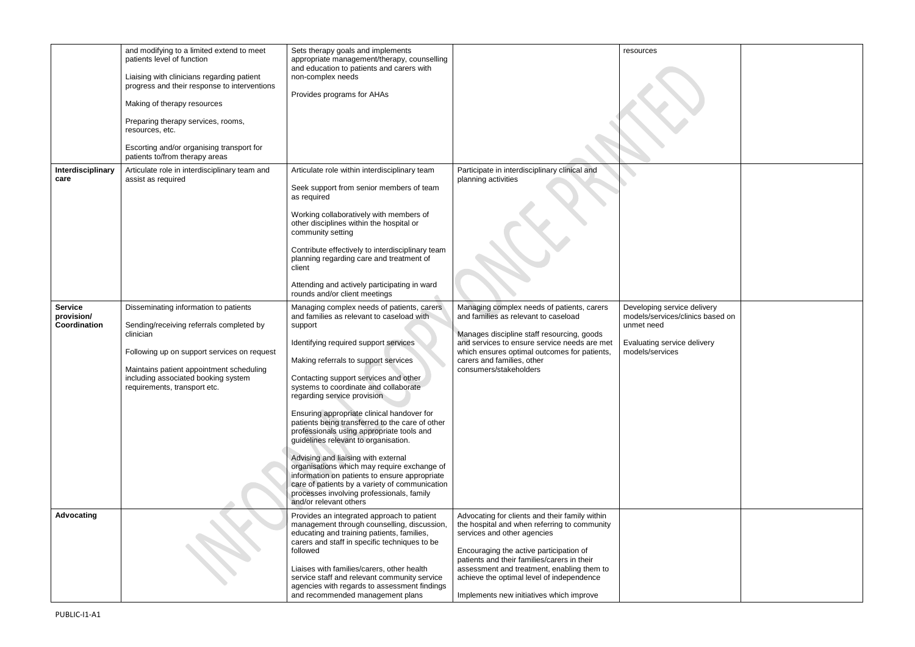| | | | | | |
|---|---|---|---|---|---|
| | and modifying to a limited extend to meet patients level of function<br><br>Liaising with clinicians regarding patient progress and their response to interventions<br><br>Making of therapy resources<br><br>Preparing therapy services, rooms, resources, etc.<br><br>Escorting and/or organising transport for patients to/from therapy areas | Sets therapy goals and implements appropriate management/therapy, counselling and education to patients and carers with non-complex needs<br><br>Provides programs for AHAs | | resources | |
| **Interdisciplinary care** | Articulate role in interdisciplinary team and assist as required | Articulate role within interdisciplinary team<br><br>Seek support from senior members of team as required<br><br>Working collaboratively with members of other disciplines within the hospital or community setting<br><br>Contribute effectively to interdisciplinary team planning regarding care and treatment of client<br><br>Attending and actively participating in ward rounds and/or client meetings | Participate in interdisciplinary clinical and planning activities | | |
| **Service provision/ Coordination** | Disseminating information to patients<br><br>Sending/receiving referrals completed by clinician<br><br>Following up on support services on request<br><br>Maintains patient appointment scheduling including associated booking system requirements, transport etc. | Managing complex needs of patients, carers and families as relevant to caseload with support<br><br>Identifying required support services<br><br>Making referrals to support services<br><br>Contacting support services and other systems to coordinate and collaborate regarding service provision<br><br>Ensuring appropriate clinical handover for patients being transferred to the care of other professionals using appropriate tools and guidelines relevant to organisation.<br><br>Advising and liaising with external organisations which may require exchange of information on patients to ensure appropriate care of patients by a variety of communication processes involving professionals, family and/or relevant others | Managing complex needs of patients, carers and families as relevant to caseload<br><br>Manages discipline staff resourcing, goods and services to ensure service needs are met which ensures optimal outcomes for patients, carers and families, other consumers/stakeholders | Developing service delivery models/services/clinics based on unmet need<br><br>Evaluating service delivery models/services | |
| **Advocating** | | Provides an integrated approach to patient management through counselling, discussion, educating and training patients, families, carers and staff in specific techniques to be followed<br><br>Liaises with families/carers, other health service staff and relevant community service agencies with regards to assessment findings and recommended management plans | Advocating for clients and their family within the hospital and when referring to community services and other agencies<br><br>Encouraging the active participation of patients and their families/carers in their assessment and treatment, enabling them to achieve the optimal level of independence<br><br>Implements new initiatives which improve | | |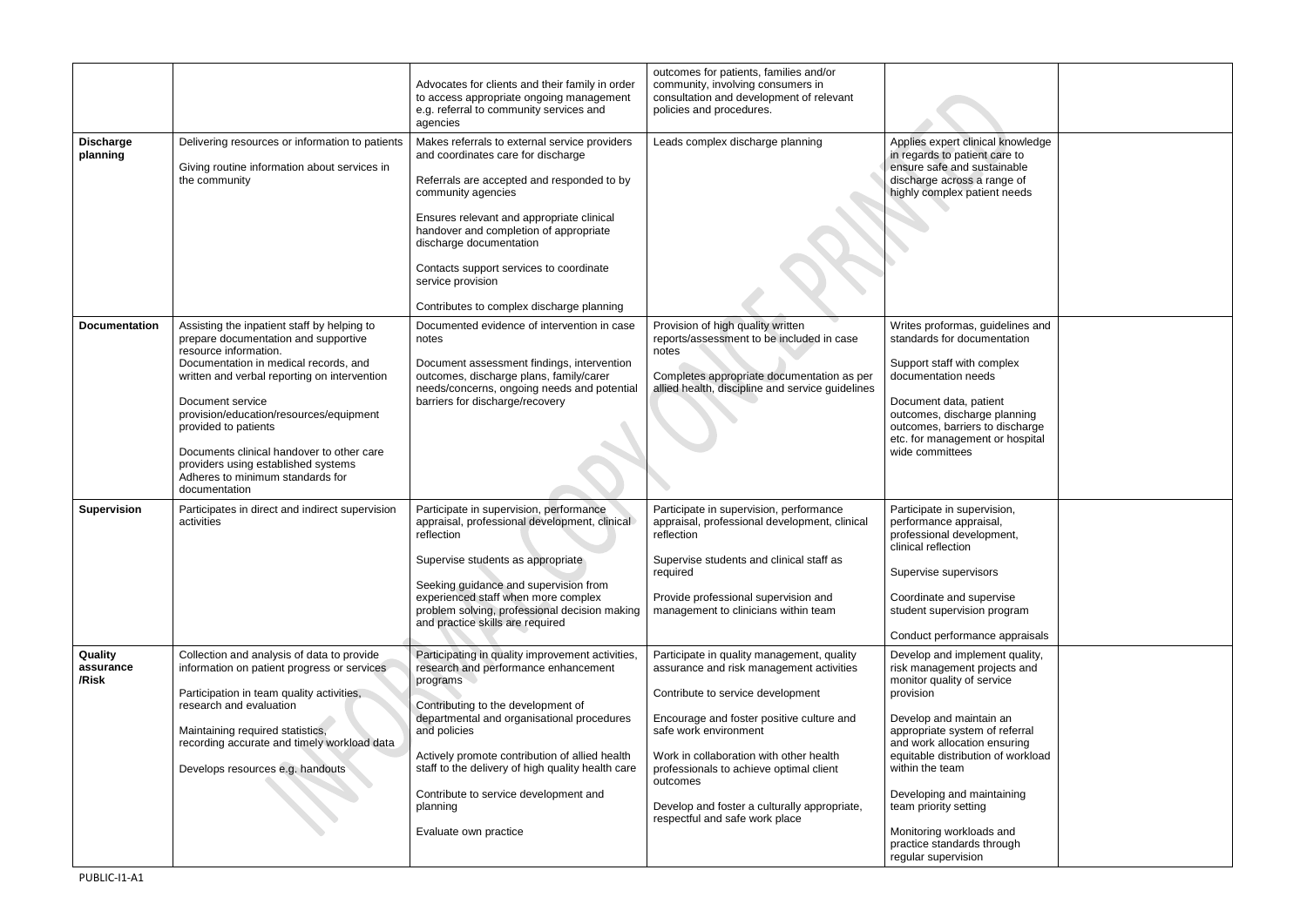|  |  |  |  |  |  |
|---|---|---|---|---|---|
|  |  | Advocates for clients and their family in order to access appropriate ongoing management e.g. referral to community services and agencies | outcomes for patients, families and/or community, involving consumers in consultation and development of relevant policies and procedures. |  |  |
| **Discharge planning** | Delivering resources or information to patients<br><br>Giving routine information about services in the community | Makes referrals to external service providers and coordinates care for discharge<br><br>Referrals are accepted and responded to by community agencies<br><br>Ensures relevant and appropriate clinical handover and completion of appropriate discharge documentation<br><br>Contacts support services to coordinate service provision<br><br>Contributes to complex discharge planning | Leads complex discharge planning | Applies expert clinical knowledge in regards to patient care to ensure safe and sustainable discharge across a range of highly complex patient needs |  |
| **Documentation** | Assisting the inpatient staff by helping to prepare documentation and supportive resource information.<br>Documentation in medical records, and written and verbal reporting on intervention<br><br>Document service provision/education/resources/equipment provided to patients<br><br>Documents clinical handover to other care providers using established systems<br>Adheres to minimum standards for documentation | Documented evidence of intervention in case notes<br><br>Document assessment findings, intervention outcomes, discharge plans, family/carer needs/concerns, ongoing needs and potential barriers for discharge/recovery | Provision of high quality written reports/assessment to be included in case notes<br><br>Completes appropriate documentation as per allied health, discipline and service guidelines | Writes proformas, guidelines and standards for documentation<br><br>Support staff with complex documentation needs<br><br>Document data, patient outcomes, discharge planning outcomes, barriers to discharge etc. for management or hospital wide committees |  |
| **Supervision** | Participates in direct and indirect supervision activities | Participate in supervision, performance appraisal, professional development, clinical reflection<br><br>Supervise students as appropriate<br><br>Seeking guidance and supervision from experienced staff when more complex problem solving, professional decision making and practice skills are required | Participate in supervision, performance appraisal, professional development, clinical reflection<br><br>Supervise students and clinical staff as required<br><br>Provide professional supervision and management to clinicians within team | Participate in supervision, performance appraisal, professional development, clinical reflection<br><br>Supervise supervisors<br><br>Coordinate and supervise student supervision program<br><br>Conduct performance appraisals |  |
| **Quality assurance /Risk** | Collection and analysis of data to provide information on patient progress or services<br><br>Participation in team quality activities, research and evaluation<br><br>Maintaining required statistics, recording accurate and timely workload data<br><br>Develops resources e.g. handouts | Participating in quality improvement activities, research and performance enhancement programs<br><br>Contributing to the development of departmental and organisational procedures and policies<br><br>Actively promote contribution of allied health staff to the delivery of high quality health care<br><br>Contribute to service development and planning<br><br>Evaluate own practice | Participate in quality management, quality assurance and risk management activities<br><br>Contribute to service development<br><br>Encourage and foster positive culture and safe work environment<br><br>Work in collaboration with other health professionals to achieve optimal client outcomes<br><br>Develop and foster a culturally appropriate, respectful and safe work place | Develop and implement quality, risk management projects and monitor quality of service provision<br><br>Develop and maintain an appropriate system of referral and work allocation ensuring equitable distribution of workload within the team<br><br>Developing and maintaining team priority setting<br><br>Monitoring workloads and practice standards through regular supervision |  |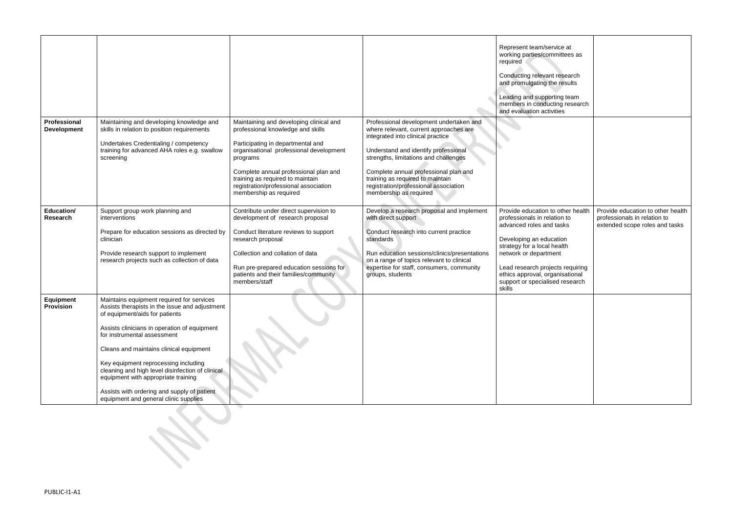| | | | | | |
|---|---|---|---|---|---|
| | | | | Represent team/service at working parties/committees as required<br><br>Conducting relevant research and promulgating the results<br><br>Leading and supporting team members in conducting research and evaluation activities | |
| **Professional Development** | Maintaining and developing knowledge and skills in relation to position requirements<br><br>Undertakes Credentialing / competency training for advanced AHA roles e.g. swallow screening | Maintaining and developing clinical and professional knowledge and skills<br><br>Participating in departmental and organisational professional development programs<br><br>Complete annual professional plan and training as required to maintain registration/professional association membership as required | Professional development undertaken and where relevant, current approaches are integrated into clinical practice<br><br>Understand and identify professional strengths, limitations and challenges<br><br>Complete annual professional plan and training as required to maintain registration/professional association membership as required | | |
| **Education/ Research** | Support group work planning and interventions<br><br>Prepare for education sessions as directed by clinician<br><br>Provide research support to implement research projects such as collection of data | Contribute under direct supervision to development of research proposal<br><br>Conduct literature reviews to support research proposal<br><br>Collection and collation of data<br><br>Run pre-prepared education sessions for patients and their families/community members/staff | Develop a research proposal and implement with direct support<br><br>Conduct research into current practice standards<br><br>Run education sessions/clinics/presentations on a range of topics relevant to clinical expertise for staff, consumers, community groups, students | Provide education to other health professionals in relation to advanced roles and tasks<br><br>Developing an education strategy for a local health network or department<br><br>Lead research projects requiring ethics approval, organisational support or specialised research skills | Provide education to other health professionals in relation to extended scope roles and tasks |
| **Equipment Provision** | Maintains equipment required for services<br>Assists therapists in the issue and adjustment of equipment/aids for patients<br><br>Assists clinicians in operation of equipment for instrumental assessment<br><br>Cleans and maintains clinical equipment<br><br>Key equipment reprocessing including cleaning and high level disinfection of clinical equipment with appropriate training<br><br>Assists with ordering and supply of patient equipment and general clinic supplies | | | | |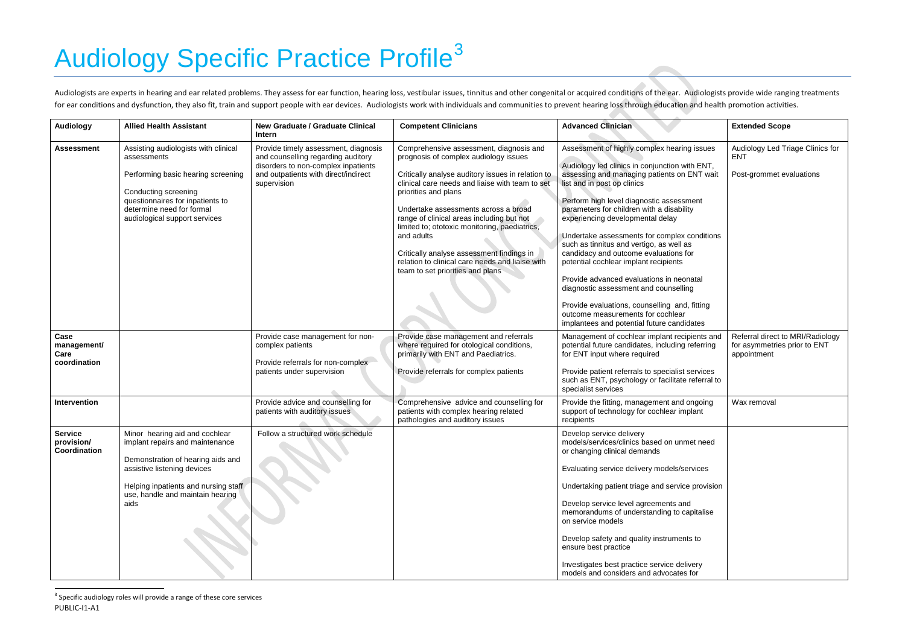# Audiology Specific Practice Profile[3]

Audiologists are experts in hearing and ear related problems. They assess for ear function, hearing loss, vestibular issues, tinnitus and other congenital or acquired conditions of the ear. Audiologists provide wide ranging treatments for ear conditions and dysfunction, they also fit, train and support people with ear devices. Audiologists work with individuals and communities to prevent hearing loss through education and health promotion activities.

| Audiology | Allied Health Assistant | New Graduate / Graduate Clinical Intern | Competent Clinicians | Advanced Clinician | Extended Scope |
|---|---|---|---|---|---|
| **Assessment** | Assisting audiologists with clinical assessments<br><br>Performing basic hearing screening<br><br>Conducting screening questionnaires for inpatients to determine need for formal audiological support services | Provide timely assessment, diagnosis and counselling regarding auditory disorders to non-complex inpatients and outpatients with direct/indirect supervision | Comprehensive assessment, diagnosis and prognosis of complex audiology issues<br><br>Critically analyse auditory issues in relation to clinical care needs and liaise with team to set priorities and plans<br><br>Undertake assessments across a broad range of clinical areas including but not limited to; ototoxic monitoring, paediatrics, and adults<br><br>Critically analyse assessment findings in relation to clinical care needs and liaise with team to set priorities and plans | Assessment of highly complex hearing issues<br><br>Audiology led clinics in conjunction with ENT, assessing and managing patients on ENT wait list and in post op clinics<br><br>Perform high level diagnostic assessment parameters for children with a disability experiencing developmental delay<br><br>Undertake assessments for complex conditions such as tinnitus and vertigo, as well as candidacy and outcome evaluations for potential cochlear implant recipients<br><br>Provide advanced evaluations in neonatal diagnostic assessment and counselling<br><br>Provide evaluations, counselling and, fitting outcome measurements for cochlear implantees and potential future candidates | Audiology Led Triage Clinics for ENT<br><br>Post-grommet evaluations |
| **Case management/ Care coordination** | | Provide case management for non-complex patients<br><br>Provide referrals for non-complex patients under supervision | Provide case management and referrals where required for otological conditions, primarily with ENT and Paediatrics.<br><br>Provide referrals for complex patients | Management of cochlear implant recipients and potential future candidates, including referring for ENT input where required<br><br>Provide patient referrals to specialist services such as ENT, psychology or facilitate referral to specialist services | Referral direct to MRI/Radiology for asymmetries prior to ENT appointment |
| **Intervention** | | Provide advice and counselling for patients with auditory issues | Comprehensive advice and counselling for patients with complex hearing related pathologies and auditory issues | Provide the fitting, management and ongoing support of technology for cochlear implant recipients | Wax removal |
| **Service provision/ Coordination** | Minor hearing aid and cochlear implant repairs and maintenance<br><br>Demonstration of hearing aids and assistive listening devices<br><br>Helping inpatients and nursing staff use, handle and maintain hearing aids | Follow a structured work schedule | | Develop service delivery models/services/clinics based on unmet need or changing clinical demands<br><br>Evaluating service delivery models/services<br><br>Undertaking patient triage and service provision<br><br>Develop service level agreements and memorandums of understanding to capitalise on service models<br><br>Develop safety and quality instruments to ensure best practice<br><br>Investigates best practice service delivery models and considers and advocates for | |

[3] Specific audiology roles will provide a range of these core services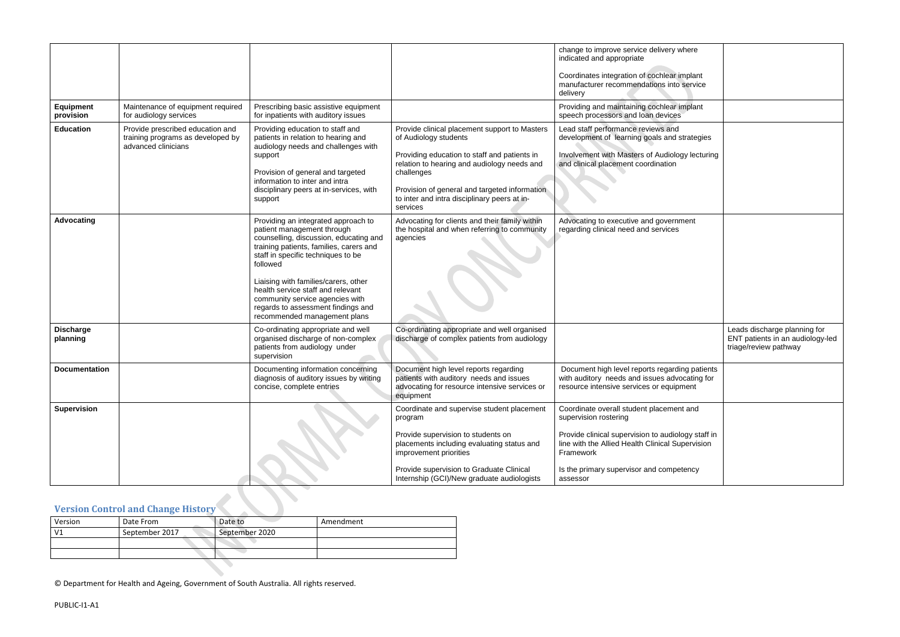| | | | | | |
|---|---|---|---|---|---|
| | | | | change to improve service delivery where indicated and appropriate<br><br>Coordinates integration of cochlear implant manufacturer recommendations into service delivery | |
| **Equipment provision** | Maintenance of equipment required for audiology services | Prescribing basic assistive equipment for inpatients with auditory issues | | Providing and maintaining cochlear implant speech processors and loan devices | |
| **Education** | Provide prescribed education and training programs as developed by advanced clinicians | Providing education to staff and patients in relation to hearing and audiology needs and challenges with support<br><br>Provision of general and targeted information to inter and intra disciplinary peers at in-services, with support | Provide clinical placement support to Masters of Audiology students<br><br>Providing education to staff and patients in relation to hearing and audiology needs and challenges<br><br>Provision of general and targeted information to inter and intra disciplinary peers at in-services | Lead staff performance reviews and development of learning goals and strategies<br><br>Involvement with Masters of Audiology lecturing and clinical placement coordination | |
| **Advocating** | | Providing an integrated approach to patient management through counselling, discussion, educating and training patients, families, carers and staff in specific techniques to be followed<br><br>Liaising with families/carers, other health service staff and relevant community service agencies with regards to assessment findings and recommended management plans | Advocating for clients and their family within the hospital and when referring to community agencies | Advocating to executive and government regarding clinical need and services | |
| **Discharge planning** | | Co-ordinating appropriate and well organised discharge of non-complex patients from audiology under supervision | Co-ordinating appropriate and well organised discharge of complex patients from audiology | | Leads discharge planning for ENT patients in an audiology-led triage/review pathway |
| **Documentation** | | Documenting information concerning diagnosis of auditory issues by writing concise, complete entries | Document high level reports regarding patients with auditory needs and issues advocating for resource intensive services or equipment | Document high level reports regarding patients with auditory needs and issues advocating for resource intensive services or equipment | |
| **Supervision** | | | Coordinate and supervise student placement program<br><br>Provide supervision to students on placements including evaluating status and improvement priorities<br><br>Provide supervision to Graduate Clinical Internship (GCI)/New graduate audiologists | Coordinate overall student placement and supervision rostering<br><br>Provide clinical supervision to audiology staff in line with the Allied Health Clinical Supervision Framework<br><br>Is the primary supervisor and competency assessor | |

## Version Control and Change History

| Version | Date From | Date to | Amendment |
|---|---|---|---|
| V1 | September 2017 | September 2020 | |
| | | | |
| | | | |

© Department for Health and Ageing, Government of South Australia. All rights reserved.

PUBLIC-I1-A1